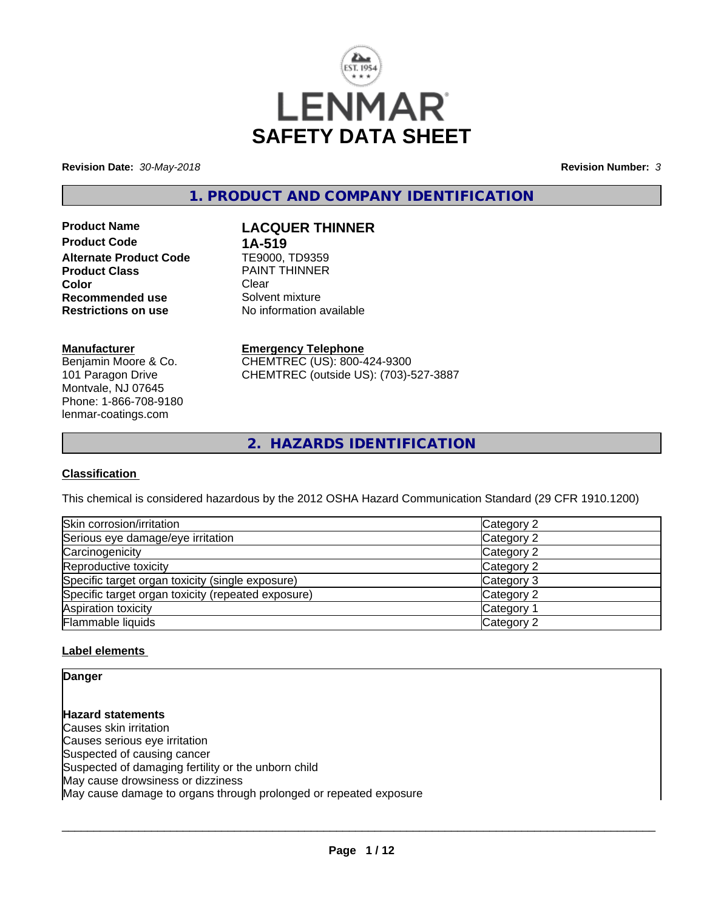LENMAR

# SAFETY DATA SHEET

**Revision Date:** *30-May-2018* **Revision Number:** *3*

## 1. PRODUCT AND COMPANY IDENTIFICATION

| | |
|---|---|
| **Product Name** | **LACQUER THINNER** |
| **Product Code** | **1A-519** |
| **Alternate Product Code** | TE9000, TD9359 |
| **Product Class** | PAINT THINNER |
| **Color** | Clear |
| **Recommended use** | Solvent mixture |
| **Restrictions on use** | No information available |

**Manufacturer**
Benjamin Moore & Co.
101 Paragon Drive
Montvale, NJ 07645
Phone: 1-866-708-9180
lenmar-coatings.com

**Emergency Telephone**
CHEMTREC (US): 800-424-9300
CHEMTREC (outside US): (703)-527-3887

## 2. HAZARDS IDENTIFICATION

**Classification**

This chemical is considered hazardous by the 2012 OSHA Hazard Communication Standard (29 CFR 1910.1200)

| | |
|---|---|
| Skin corrosion/irritation | Category 2 |
| Serious eye damage/eye irritation | Category 2 |
| Carcinogenicity | Category 2 |
| Reproductive toxicity | Category 2 |
| Specific target organ toxicity (single exposure) | Category 3 |
| Specific target organ toxicity (repeated exposure) | Category 2 |
| Aspiration toxicity | Category 1 |
| Flammable liquids | Category 2 |

**Label elements**

**Danger**

**Hazard statements**
Causes skin irritation
Causes serious eye irritation
Suspected of causing cancer
Suspected of damaging fertility or the unborn child
May cause drowsiness or dizziness
May cause damage to organs through prolonged or repeated exposure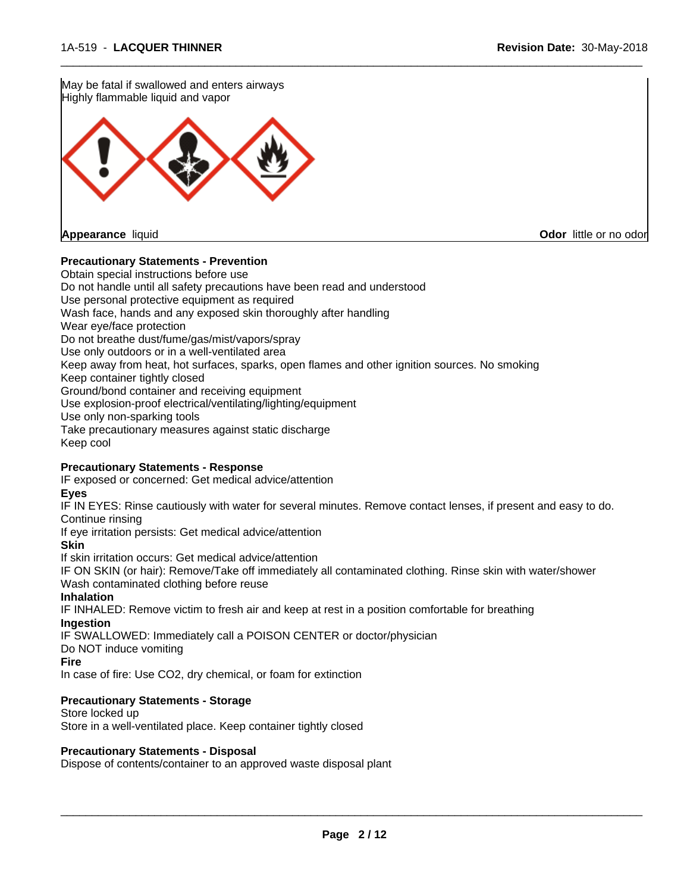May be fatal if swallowed and enters airways
Highly flammable liquid and vapor

**Appearance** liquid

**Odor** little or no odor

**Precautionary Statements - Prevention**

Obtain special instructions before use
Do not handle until all safety precautions have been read and understood
Use personal protective equipment as required
Wash face, hands and any exposed skin thoroughly after handling
Wear eye/face protection
Do not breathe dust/fume/gas/mist/vapors/spray
Use only outdoors or in a well-ventilated area
Keep away from heat, hot surfaces, sparks, open flames and other ignition sources. No smoking
Keep container tightly closed
Ground/bond container and receiving equipment
Use explosion-proof electrical/ventilating/lighting/equipment
Use only non-sparking tools
Take precautionary measures against static discharge
Keep cool

**Precautionary Statements - Response**

IF exposed or concerned: Get medical advice/attention

**Eyes**

IF IN EYES: Rinse cautiously with water for several minutes. Remove contact lenses, if present and easy to do. Continue rinsing
If eye irritation persists: Get medical advice/attention

**Skin**

If skin irritation occurs: Get medical advice/attention
IF ON SKIN (or hair): Remove/Take off immediately all contaminated clothing. Rinse skin with water/shower
Wash contaminated clothing before reuse

**Inhalation**

IF INHALED: Remove victim to fresh air and keep at rest in a position comfortable for breathing

**Ingestion**

IF SWALLOWED: Immediately call a POISON CENTER or doctor/physician
Do NOT induce vomiting

**Fire**

In case of fire: Use CO2, dry chemical, or foam for extinction

**Precautionary Statements - Storage**

Store locked up
Store in a well-ventilated place. Keep container tightly closed

**Precautionary Statements - Disposal**

Dispose of contents/container to an approved waste disposal plant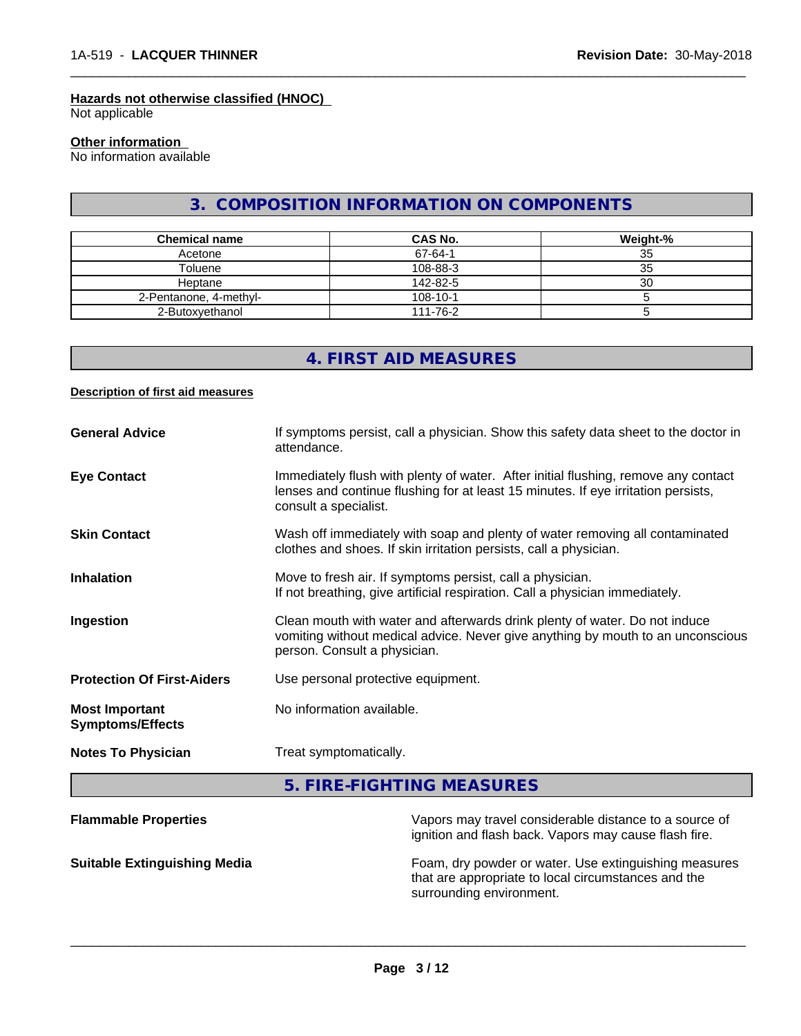#### Hazards not otherwise classified (HNOC)

Not applicable

#### Other information

No information available

## 3. COMPOSITION INFORMATION ON COMPONENTS

| Chemical name | CAS No. | Weight-% |
|---|---|---|
| Acetone | 67-64-1 | 35 |
| Toluene | 108-88-3 | 35 |
| Heptane | 142-82-5 | 30 |
| 2-Pentanone, 4-methyl- | 108-10-1 | 5 |
| 2-Butoxyethanol | 111-76-2 | 5 |

## 4. FIRST AID MEASURES

#### Description of first aid measures

**General Advice**
If symptoms persist, call a physician. Show this safety data sheet to the doctor in attendance.

**Eye Contact**
Immediately flush with plenty of water. After initial flushing, remove any contact lenses and continue flushing for at least 15 minutes. If eye irritation persists, consult a specialist.

**Skin Contact**
Wash off immediately with soap and plenty of water removing all contaminated clothes and shoes. If skin irritation persists, call a physician.

**Inhalation**
Move to fresh air. If symptoms persist, call a physician.
If not breathing, give artificial respiration. Call a physician immediately.

**Ingestion**
Clean mouth with water and afterwards drink plenty of water. Do not induce vomiting without medical advice. Never give anything by mouth to an unconscious person. Consult a physician.

**Protection Of First-Aiders**
Use personal protective equipment.

**Most Important Symptoms/Effects**
No information available.

**Notes To Physician**
Treat symptomatically.

## 5. FIRE-FIGHTING MEASURES

**Flammable Properties**
Vapors may travel considerable distance to a source of ignition and flash back. Vapors may cause flash fire.

**Suitable Extinguishing Media**
Foam, dry powder or water. Use extinguishing measures that are appropriate to local circumstances and the surrounding environment.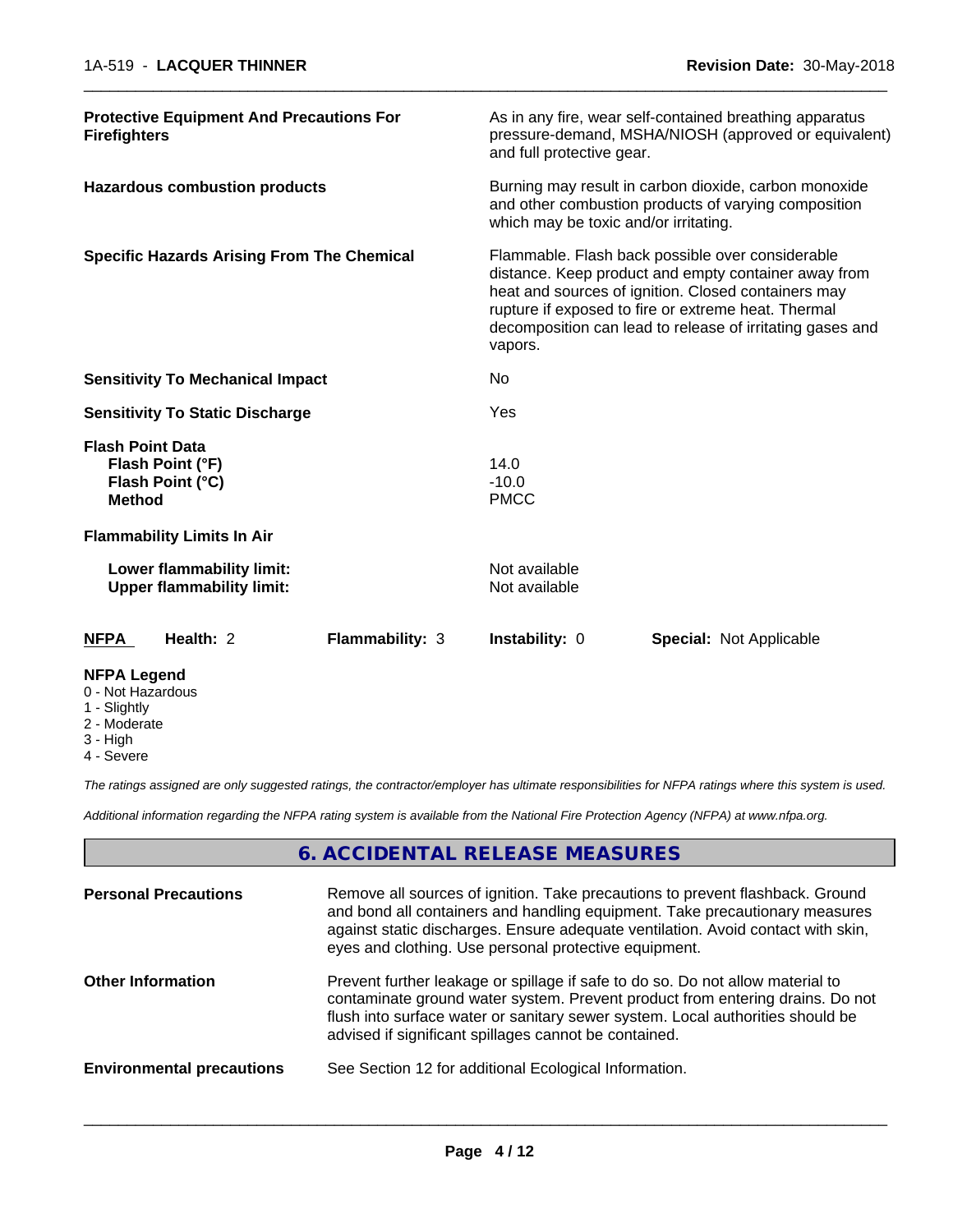| | |
|---|---|
| **Protective Equipment And Precautions For Firefighters** | As in any fire, wear self-contained breathing apparatus pressure-demand, MSHA/NIOSH (approved or equivalent) and full protective gear. |
| **Hazardous combustion products** | Burning may result in carbon dioxide, carbon monoxide and other combustion products of varying composition which may be toxic and/or irritating. |
| **Specific Hazards Arising From The Chemical** | Flammable. Flash back possible over considerable distance. Keep product and empty container away from heat and sources of ignition. Closed containers may rupture if exposed to fire or extreme heat. Thermal decomposition can lead to release of irritating gases and vapors. |
| **Sensitivity To Mechanical Impact** | No |
| **Sensitivity To Static Discharge** | Yes |

**Flash Point Data**

| | |
|---|---|
| **Flash Point (°F)** | 14.0 |
| **Flash Point (°C)** | -10.0 |
| **Method** | PMCC |

**Flammability Limits In Air**

| | |
|---|---|
| **Lower flammability limit:** | Not available |
| **Upper flammability limit:** | Not available |

| NFPA | Health: 2 | Flammability: 3 | Instability: 0 | Special: Not Applicable |
|---|---|---|---|---|

**NFPA Legend**
0 - Not Hazardous
1 - Slightly
2 - Moderate
3 - High
4 - Severe

*The ratings assigned are only suggested ratings, the contractor/employer has ultimate responsibilities for NFPA ratings where this system is used.*

*Additional information regarding the NFPA rating system is available from the National Fire Protection Agency (NFPA) at www.nfpa.org.*

## 6. ACCIDENTAL RELEASE MEASURES

| | |
|---|---|
| **Personal Precautions** | Remove all sources of ignition. Take precautions to prevent flashback. Ground and bond all containers and handling equipment. Take precautionary measures against static discharges. Ensure adequate ventilation. Avoid contact with skin, eyes and clothing. Use personal protective equipment. |
| **Other Information** | Prevent further leakage or spillage if safe to do so. Do not allow material to contaminate ground water system. Prevent product from entering drains. Do not flush into surface water or sanitary sewer system. Local authorities should be advised if significant spillages cannot be contained. |
| **Environmental precautions** | See Section 12 for additional Ecological Information. |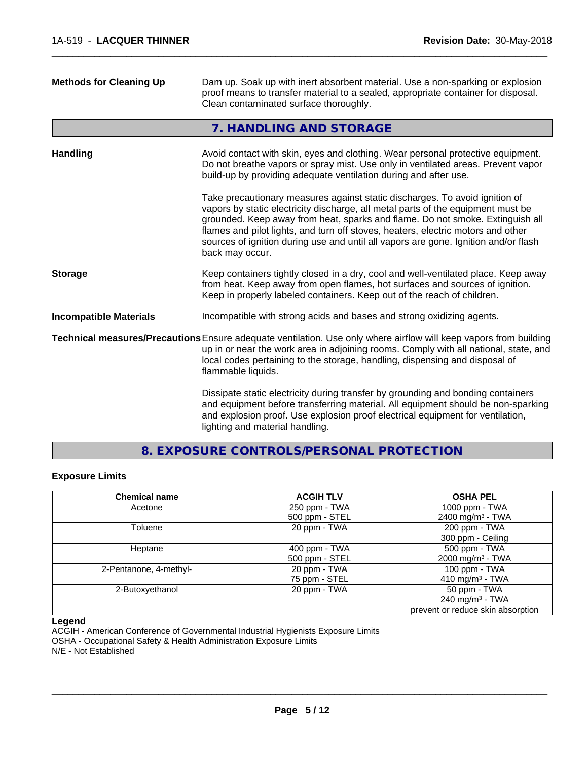**Methods for Cleaning Up** Dam up. Soak up with inert absorbent material. Use a non-sparking or explosion proof means to transfer material to a sealed, appropriate container for disposal. Clean contaminated surface thoroughly.

## 7. HANDLING AND STORAGE

**Handling** Avoid contact with skin, eyes and clothing. Wear personal protective equipment. Do not breathe vapors or spray mist. Use only in ventilated areas. Prevent vapor build-up by providing adequate ventilation during and after use.

Take precautionary measures against static discharges. To avoid ignition of vapors by static electricity discharge, all metal parts of the equipment must be grounded. Keep away from heat, sparks and flame. Do not smoke. Extinguish all flames and pilot lights, and turn off stoves, heaters, electric motors and other sources of ignition during use and until all vapors are gone. Ignition and/or flash back may occur.

**Storage** Keep containers tightly closed in a dry, cool and well-ventilated place. Keep away from heat. Keep away from open flames, hot surfaces and sources of ignition. Keep in properly labeled containers. Keep out of the reach of children.

**Incompatible Materials** Incompatible with strong acids and bases and strong oxidizing agents.

**Technical measures/Precautions** Ensure adequate ventilation. Use only where airflow will keep vapors from building up in or near the work area in adjoining rooms. Comply with all national, state, and local codes pertaining to the storage, handling, dispensing and disposal of flammable liquids.

Dissipate static electricity during transfer by grounding and bonding containers and equipment before transferring material. All equipment should be non-sparking and explosion proof. Use explosion proof electrical equipment for ventilation, lighting and material handling.

## 8. EXPOSURE CONTROLS/PERSONAL PROTECTION

### Exposure Limits

| Chemical name | ACGIH TLV | OSHA PEL |
|---|---|---|
| Acetone | 250 ppm - TWA<br>500 ppm - STEL | 1000 ppm - TWA<br>2400 mg/m³ - TWA |
| Toluene | 20 ppm - TWA | 200 ppm - TWA<br>300 ppm - Ceiling |
| Heptane | 400 ppm - TWA<br>500 ppm - STEL | 500 ppm - TWA<br>2000 mg/m³ - TWA |
| 2-Pentanone, 4-methyl- | 20 ppm - TWA<br>75 ppm - STEL | 100 ppm - TWA<br>410 mg/m³ - TWA |
| 2-Butoxyethanol | 20 ppm - TWA | 50 ppm - TWA<br>240 mg/m³ - TWA<br>prevent or reduce skin absorption |

**Legend**
ACGIH - American Conference of Governmental Industrial Hygienists Exposure Limits
OSHA - Occupational Safety & Health Administration Exposure Limits
N/E - Not Established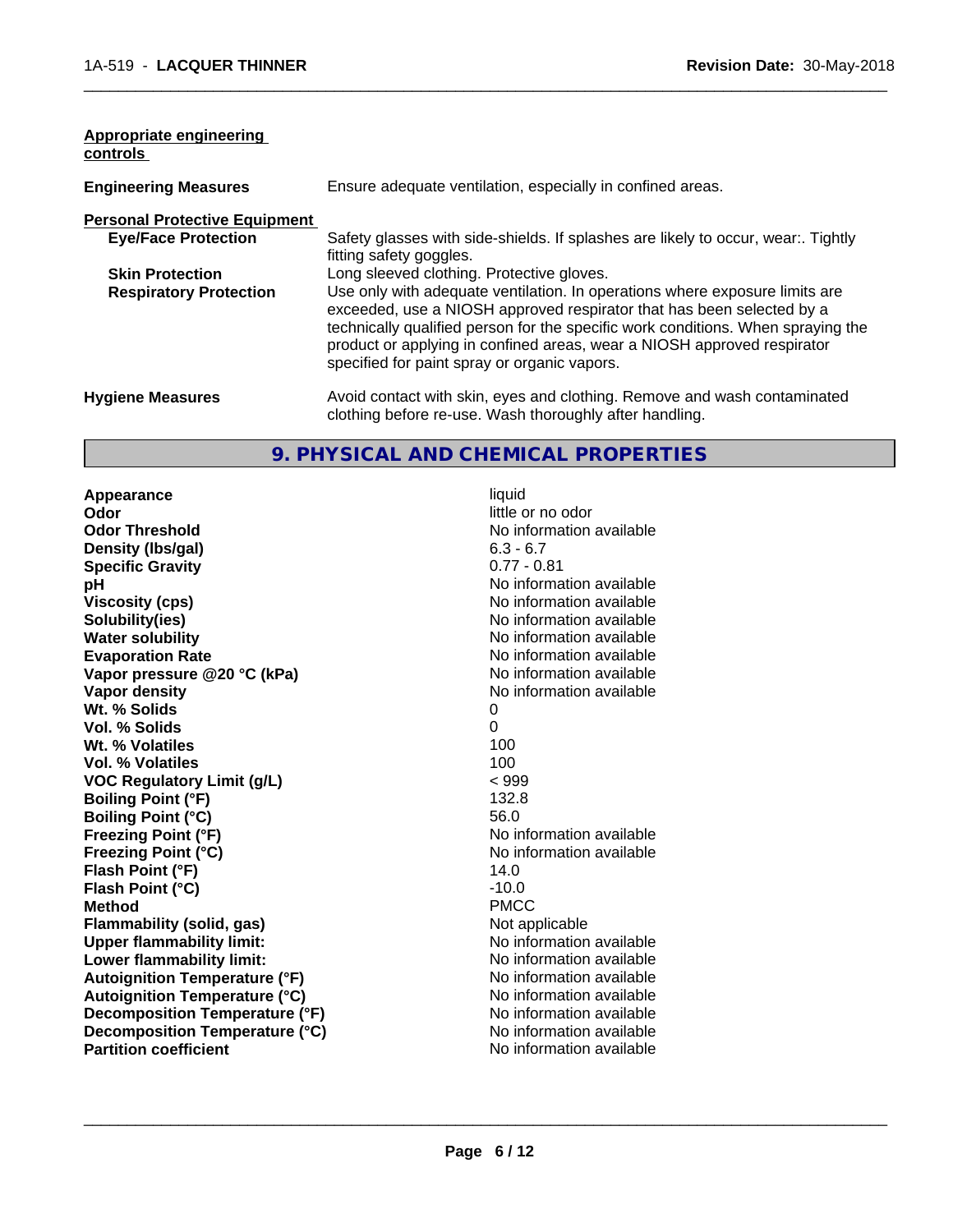**Appropriate engineering controls**

| | |
|---|---|
| **Engineering Measures** | Ensure adequate ventilation, especially in confined areas. |

**Personal Protective Equipment**

| | |
|---|---|
| **Eye/Face Protection** | Safety glasses with side-shields. If splashes are likely to occur, wear:. Tightly fitting safety goggles. |
| **Skin Protection** | Long sleeved clothing. Protective gloves. |
| **Respiratory Protection** | Use only with adequate ventilation. In operations where exposure limits are exceeded, use a NIOSH approved respirator that has been selected by a technically qualified person for the specific work conditions. When spraying the product or applying in confined areas, wear a NIOSH approved respirator specified for paint spray or organic vapors. |

| | |
|---|---|
| **Hygiene Measures** | Avoid contact with skin, eyes and clothing. Remove and wash contaminated clothing before re-use. Wash thoroughly after handling. |

## 9. PHYSICAL AND CHEMICAL PROPERTIES

| | |
|---|---|
| **Appearance** | liquid |
| **Odor** | little or no odor |
| **Odor Threshold** | No information available |
| **Density (lbs/gal)** | 6.3 - 6.7 |
| **Specific Gravity** | 0.77 - 0.81 |
| **pH** | No information available |
| **Viscosity (cps)** | No information available |
| **Solubility(ies)** | No information available |
| **Water solubility** | No information available |
| **Evaporation Rate** | No information available |
| **Vapor pressure @20 °C (kPa)** | No information available |
| **Vapor density** | No information available |
| **Wt. % Solids** | 0 |
| **Vol. % Solids** | 0 |
| **Wt. % Volatiles** | 100 |
| **Vol. % Volatiles** | 100 |
| **VOC Regulatory Limit (g/L)** | < 999 |
| **Boiling Point (°F)** | 132.8 |
| **Boiling Point (°C)** | 56.0 |
| **Freezing Point (°F)** | No information available |
| **Freezing Point (°C)** | No information available |
| **Flash Point (°F)** | 14.0 |
| **Flash Point (°C)** | -10.0 |
| **Method** | PMCC |
| **Flammability (solid, gas)** | Not applicable |
| **Upper flammability limit:** | No information available |
| **Lower flammability limit:** | No information available |
| **Autoignition Temperature (°F)** | No information available |
| **Autoignition Temperature (°C)** | No information available |
| **Decomposition Temperature (°F)** | No information available |
| **Decomposition Temperature (°C)** | No information available |
| **Partition coefficient** | No information available |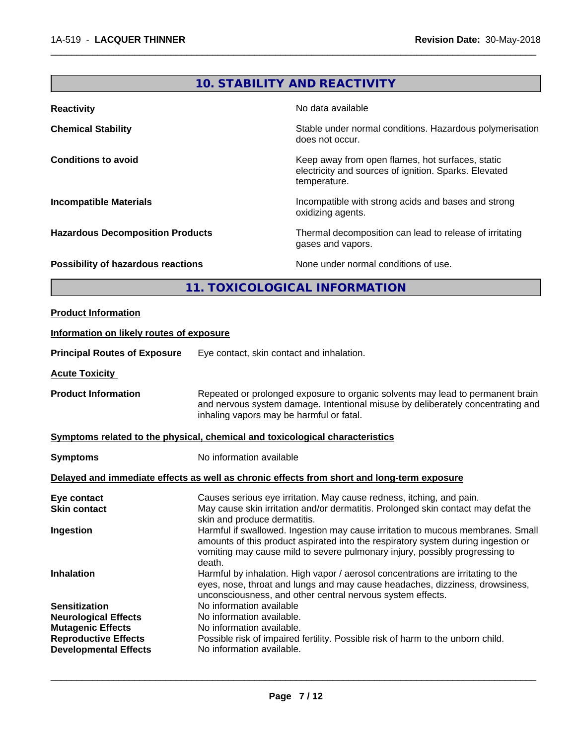## 10. STABILITY AND REACTIVITY

| | |
|---|---|
| **Reactivity** | No data available |
| **Chemical Stability** | Stable under normal conditions. Hazardous polymerisation does not occur. |
| **Conditions to avoid** | Keep away from open flames, hot surfaces, static electricity and sources of ignition. Sparks. Elevated temperature. |
| **Incompatible Materials** | Incompatible with strong acids and bases and strong oxidizing agents. |
| **Hazardous Decomposition Products** | Thermal decomposition can lead to release of irritating gases and vapors. |
| **Possibility of hazardous reactions** | None under normal conditions of use. |

## 11. TOXICOLOGICAL INFORMATION

**Product Information**

**Information on likely routes of exposure**

**Principal Routes of Exposure** Eye contact, skin contact and inhalation.

**Acute Toxicity**

**Product Information** Repeated or prolonged exposure to organic solvents may lead to permanent brain and nervous system damage. Intentional misuse by deliberately concentrating and inhaling vapors may be harmful or fatal.

**Symptoms related to the physical, chemical and toxicological characteristics**

**Symptoms** No information available

**Delayed and immediate effects as well as chronic effects from short and long-term exposure**

| | |
|---|---|
| **Eye contact** | Causes serious eye irritation. May cause redness, itching, and pain. |
| **Skin contact** | May cause skin irritation and/or dermatitis. Prolonged skin contact may defat the skin and produce dermatitis. |
| **Ingestion** | Harmful if swallowed. Ingestion may cause irritation to mucous membranes. Small amounts of this product aspirated into the respiratory system during ingestion or vomiting may cause mild to severe pulmonary injury, possibly progressing to death. |
| **Inhalation** | Harmful by inhalation. High vapor / aerosol concentrations are irritating to the eyes, nose, throat and lungs and may cause headaches, dizziness, drowsiness, unconsciousness, and other central nervous system effects. |
| **Sensitization** | No information available |
| **Neurological Effects** | No information available. |
| **Mutagenic Effects** | No information available. |
| **Reproductive Effects** | Possible risk of impaired fertility. Possible risk of harm to the unborn child. |
| **Developmental Effects** | No information available. |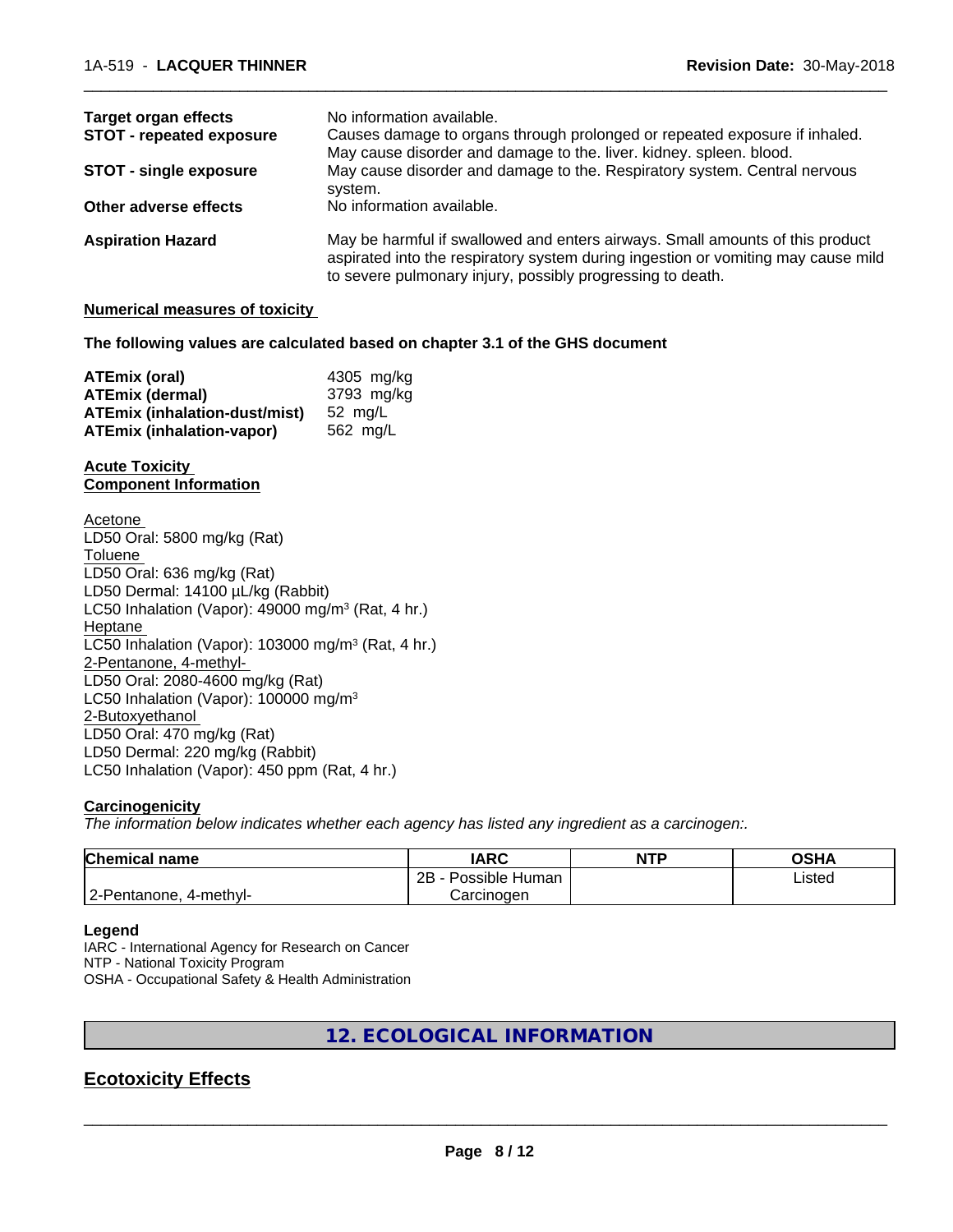| | |
|---|---|
| **Target organ effects** | No information available. |
| **STOT - repeated exposure** | Causes damage to organs through prolonged or repeated exposure if inhaled. May cause disorder and damage to the. liver. kidney. spleen. blood. |
| **STOT - single exposure** | May cause disorder and damage to the. Respiratory system. Central nervous system. |
| **Other adverse effects** | No information available. |
| **Aspiration Hazard** | May be harmful if swallowed and enters airways. Small amounts of this product aspirated into the respiratory system during ingestion or vomiting may cause mild to severe pulmonary injury, possibly progressing to death. |

**Numerical measures of toxicity**

**The following values are calculated based on chapter 3.1 of the GHS document**

| | |
|---|---|
| **ATEmix (oral)** | 4305 mg/kg |
| **ATEmix (dermal)** | 3793 mg/kg |
| **ATEmix (inhalation-dust/mist)** | 52 mg/L |
| **ATEmix (inhalation-vapor)** | 562 mg/L |

**Acute Toxicity**
**Component Information**

Acetone
LD50 Oral: 5800 mg/kg (Rat)
Toluene
LD50 Oral: 636 mg/kg (Rat)
LD50 Dermal: 14100 µL/kg (Rabbit)
LC50 Inhalation (Vapor): 49000 mg/m$^3$ (Rat, 4 hr.)
Heptane
LC50 Inhalation (Vapor): 103000 mg/m$^3$ (Rat, 4 hr.)
2-Pentanone, 4-methyl-
LD50 Oral: 2080-4600 mg/kg (Rat)
LC50 Inhalation (Vapor): 100000 mg/m$^3$
2-Butoxyethanol
LD50 Oral: 470 mg/kg (Rat)
LD50 Dermal: 220 mg/kg (Rabbit)
LC50 Inhalation (Vapor): 450 ppm (Rat, 4 hr.)

**Carcinogenicity**

*The information below indicates whether each agency has listed any ingredient as a carcinogen:.*

| Chemical name | IARC | NTP | OSHA |
|---|---|---|---|
| 2-Pentanone, 4-methyl- | 2B - Possible Human Carcinogen | | Listed |

**Legend**
IARC - International Agency for Research on Cancer
NTP - National Toxicity Program
OSHA - Occupational Safety & Health Administration

## 12. ECOLOGICAL INFORMATION

## Ecotoxicity Effects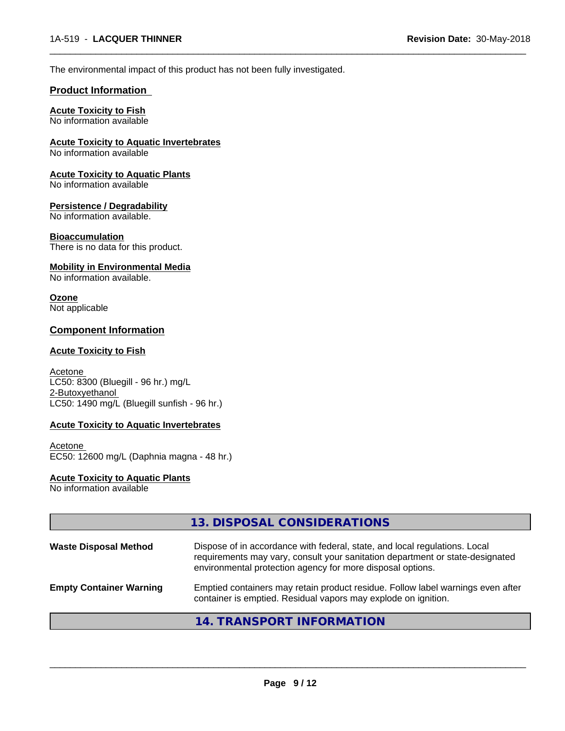The environmental impact of this product has not been fully investigated.

## Product Information

**Acute Toxicity to Fish**
No information available

**Acute Toxicity to Aquatic Invertebrates**
No information available

**Acute Toxicity to Aquatic Plants**
No information available

**Persistence / Degradability**
No information available.

**Bioaccumulation**
There is no data for this product.

**Mobility in Environmental Media**
No information available.

**Ozone**
Not applicable

## Component Information

**Acute Toxicity to Fish**

Acetone
LC50: 8300 (Bluegill - 96 hr.) mg/L
2-Butoxyethanol
LC50: 1490 mg/L (Bluegill sunfish - 96 hr.)

**Acute Toxicity to Aquatic Invertebrates**

Acetone
EC50: 12600 mg/L (Daphnia magna - 48 hr.)

**Acute Toxicity to Aquatic Plants**
No information available

## 13. DISPOSAL CONSIDERATIONS

**Waste Disposal Method** — Dispose of in accordance with federal, state, and local regulations. Local requirements may vary, consult your sanitation department or state-designated environmental protection agency for more disposal options.

**Empty Container Warning** — Emptied containers may retain product residue. Follow label warnings even after container is emptied. Residual vapors may explode on ignition.

## 14. TRANSPORT INFORMATION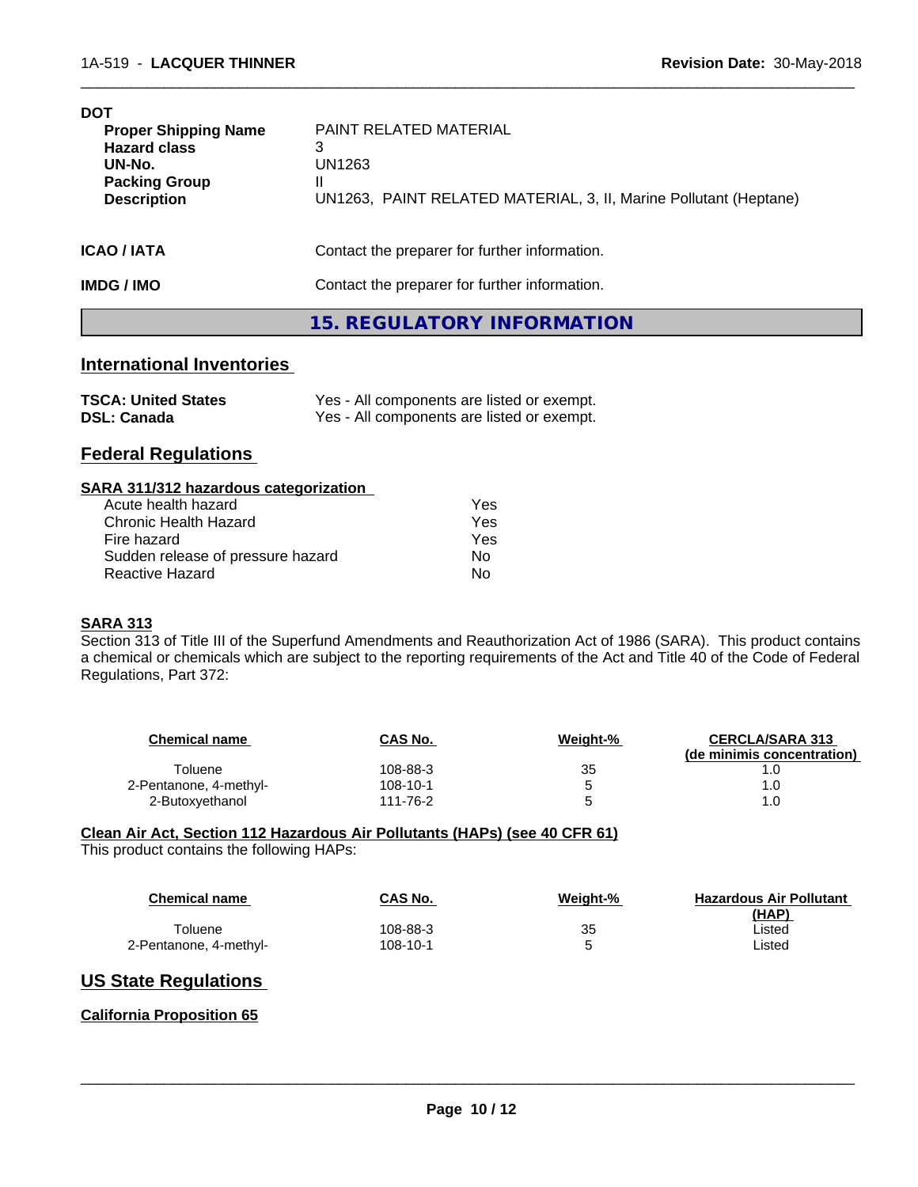**DOT**

| | |
|---|---|
| **Proper Shipping Name** | PAINT RELATED MATERIAL |
| **Hazard class** | 3 |
| **UN-No.** | UN1263 |
| **Packing Group** | II |
| **Description** | UN1263, PAINT RELATED MATERIAL, 3, II, Marine Pollutant (Heptane) |

**ICAO / IATA** Contact the preparer for further information.

**IMDG / IMO** Contact the preparer for further information.

## 15. REGULATORY INFORMATION

### International Inventories

| | |
|---|---|
| **TSCA: United States** | Yes - All components are listed or exempt. |
| **DSL: Canada** | Yes - All components are listed or exempt. |

### Federal Regulations

**SARA 311/312 hazardous categorization**

| | |
|---|---|
| Acute health hazard | Yes |
| Chronic Health Hazard | Yes |
| Fire hazard | Yes |
| Sudden release of pressure hazard | No |
| Reactive Hazard | No |

**SARA 313**

Section 313 of Title III of the Superfund Amendments and Reauthorization Act of 1986 (SARA). This product contains a chemical or chemicals which are subject to the reporting requirements of the Act and Title 40 of the Code of Federal Regulations, Part 372:

| Chemical name | CAS No. | Weight-% | CERCLA/SARA 313 (de minimis concentration) |
|---|---|---|---|
| Toluene | 108-88-3 | 35 | 1.0 |
| 2-Pentanone, 4-methyl- | 108-10-1 | 5 | 1.0 |
| 2-Butoxyethanol | 111-76-2 | 5 | 1.0 |

**Clean Air Act, Section 112 Hazardous Air Pollutants (HAPs) (see 40 CFR 61)**

This product contains the following HAPs:

| Chemical name | CAS No. | Weight-% | Hazardous Air Pollutant (HAP) |
|---|---|---|---|
| Toluene | 108-88-3 | 35 | Listed |
| 2-Pentanone, 4-methyl- | 108-10-1 | 5 | Listed |

### US State Regulations

**California Proposition 65**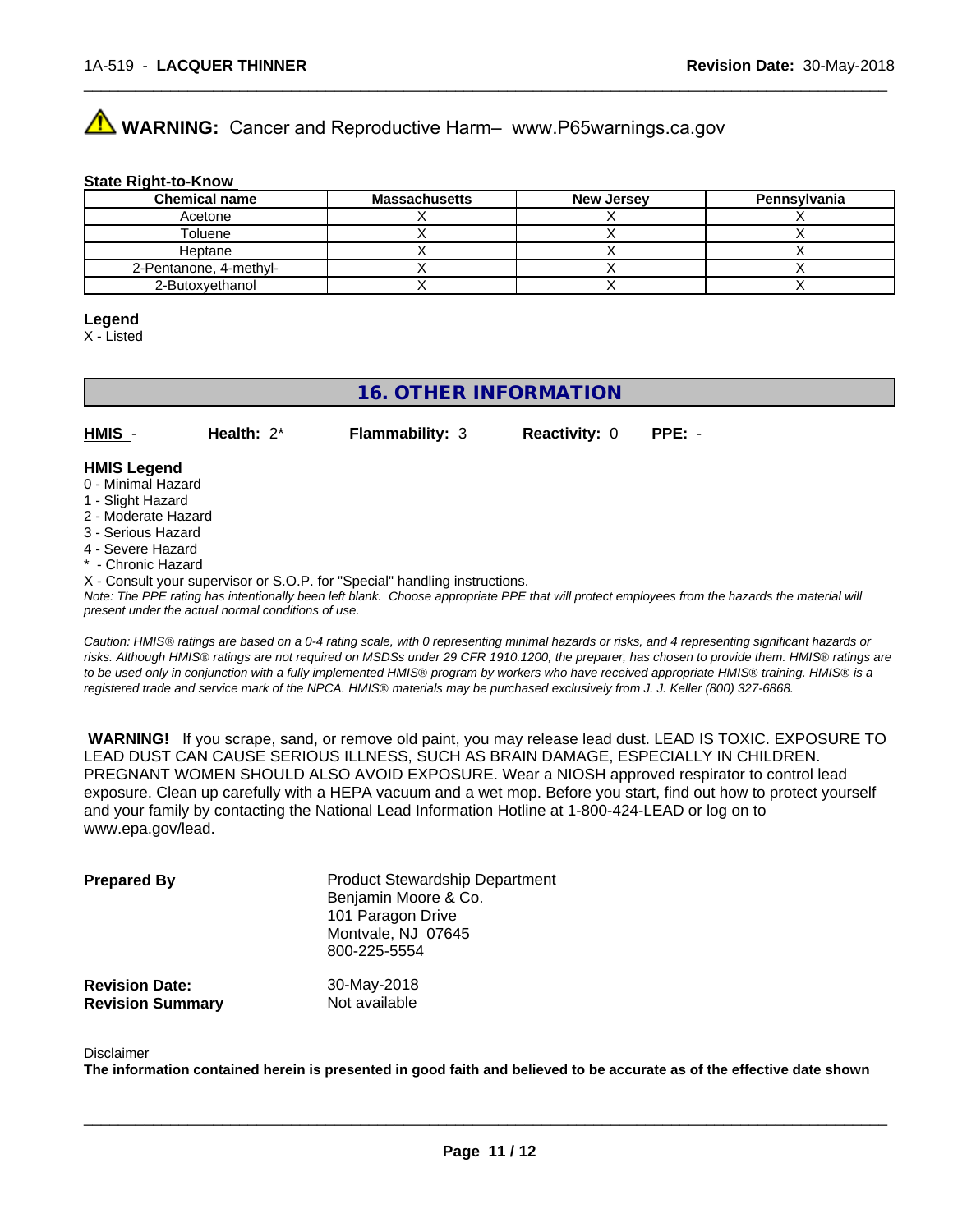**WARNING:** Cancer and Reproductive Harm– www.P65warnings.ca.gov

**State Right-to-Know**

| Chemical name | Massachusetts | New Jersey | Pennsylvania |
|---|---|---|---|
| Acetone | X | X | X |
| Toluene | X | X | X |
| Heptane | X | X | X |
| 2-Pentanone, 4-methyl- | X | X | X |
| 2-Butoxyethanol | X | X | X |

**Legend**

X - Listed

## 16. OTHER INFORMATION

**HMIS** - **Health:** 2* **Flammability:** 3 **Reactivity:** 0 **PPE:** -

**HMIS Legend**

0 - Minimal Hazard
1 - Slight Hazard
2 - Moderate Hazard
3 - Serious Hazard
4 - Severe Hazard
* - Chronic Hazard

X - Consult your supervisor or S.O.P. for "Special" handling instructions.

*Note: The PPE rating has intentionally been left blank. Choose appropriate PPE that will protect employees from the hazards the material will present under the actual normal conditions of use.*

*Caution: HMIS® ratings are based on a 0-4 rating scale, with 0 representing minimal hazards or risks, and 4 representing significant hazards or risks. Although HMIS® ratings are not required on MSDSs under 29 CFR 1910.1200, the preparer, has chosen to provide them. HMIS® ratings are to be used only in conjunction with a fully implemented HMIS® program by workers who have received appropriate HMIS® training. HMIS® is a registered trade and service mark of the NPCA. HMIS® materials may be purchased exclusively from J. J. Keller (800) 327-6868.*

**WARNING!** If you scrape, sand, or remove old paint, you may release lead dust. LEAD IS TOXIC. EXPOSURE TO LEAD DUST CAN CAUSE SERIOUS ILLNESS, SUCH AS BRAIN DAMAGE, ESPECIALLY IN CHILDREN. PREGNANT WOMEN SHOULD ALSO AVOID EXPOSURE. Wear a NIOSH approved respirator to control lead exposure. Clean up carefully with a HEPA vacuum and a wet mop. Before you start, find out how to protect yourself and your family by contacting the National Lead Information Hotline at 1-800-424-LEAD or log on to www.epa.gov/lead.

**Prepared By**
Product Stewardship Department
Benjamin Moore & Co.
101 Paragon Drive
Montvale, NJ 07645
800-225-5554

**Revision Date:** 30-May-2018
**Revision Summary** Not available

Disclaimer

**The information contained herein is presented in good faith and believed to be accurate as of the effective date shown**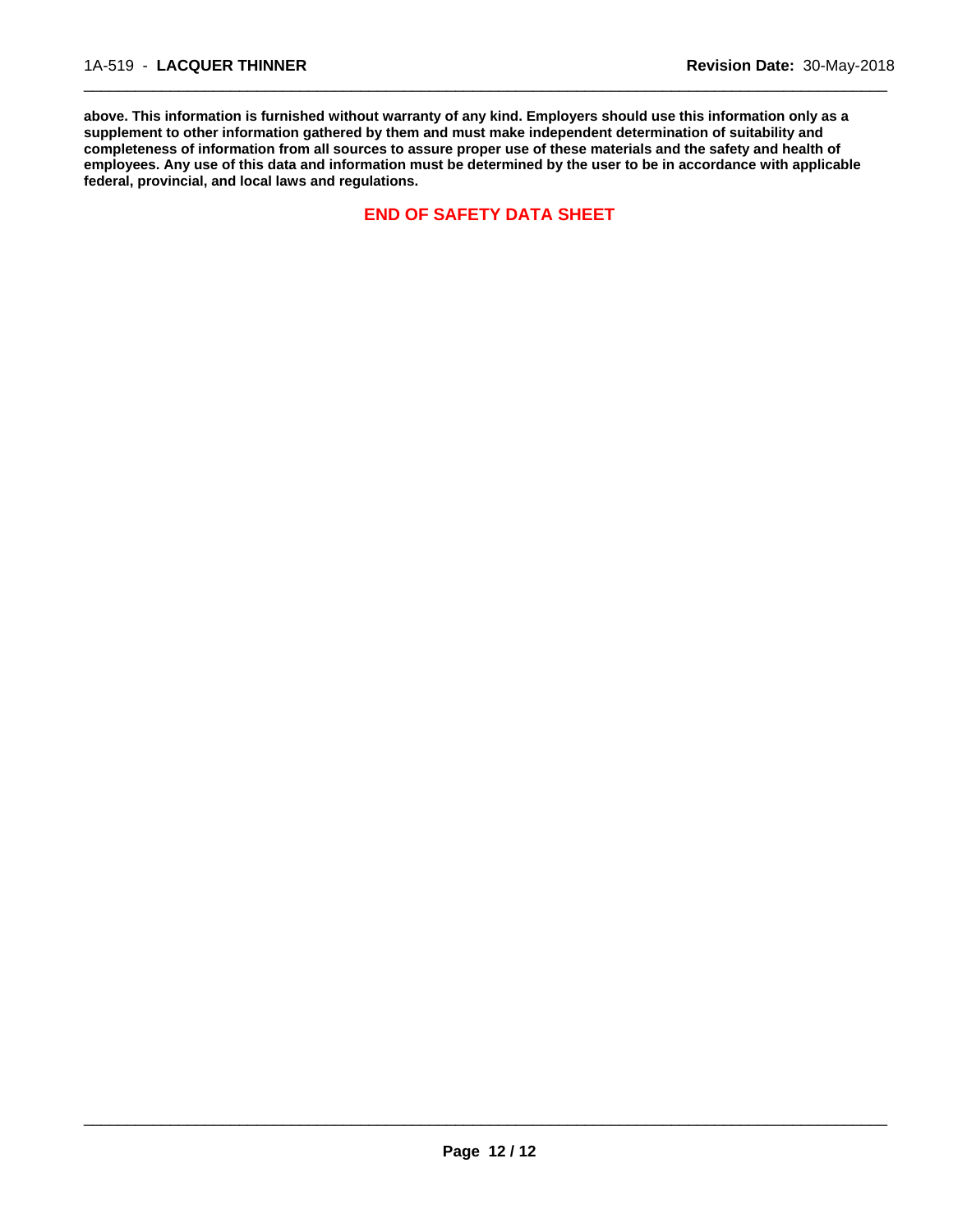**above. This information is furnished without warranty of any kind. Employers should use this information only as a supplement to other information gathered by them and must make independent determination of suitability and completeness of information from all sources to assure proper use of these materials and the safety and health of employees. Any use of this data and information must be determined by the user to be in accordance with applicable federal, provincial, and local laws and regulations.**

**END OF SAFETY DATA SHEET**